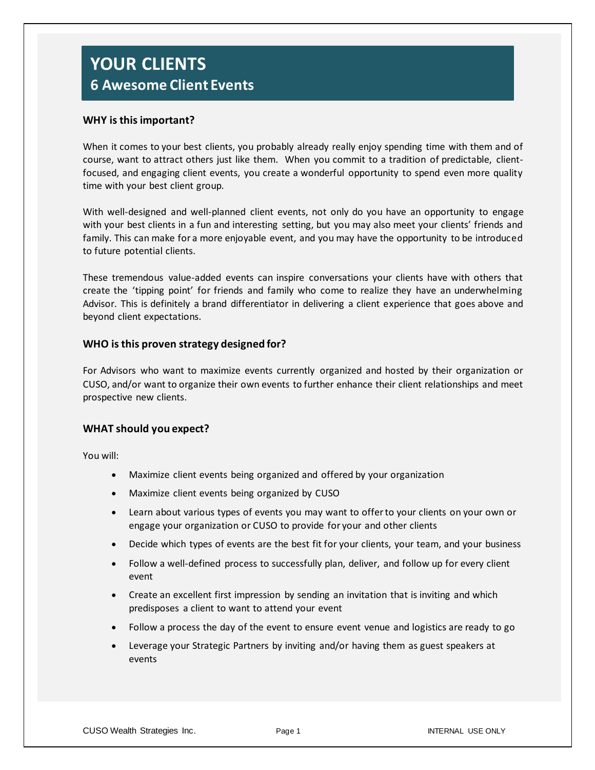# YOUR CLIENTS

## 6 Awesome Client Events

### WHY is this important?

When it comes to your best clients, you probably already really enjoy spending time with them and of course, want to attract others just like them. When you commit to a tradition of predictable, client-focused, and engaging client events, you create a wonderful opportunity to spend even more quality time with your best client group.

With well-designed and well-planned client events, not only do you have an opportunity to engage with your best clients in a fun and interesting setting, but you may also meet your clients' friends and family. This can make for a more enjoyable event, and you may have the opportunity to be introduced to future potential clients.

These tremendous value-added events can inspire conversations your clients have with others that create the 'tipping point' for friends and family who come to realize they have an underwhelming Advisor. This is definitely a brand differentiator in delivering a client experience that goes above and beyond client expectations.

### WHO is this proven strategy designed for?

For Advisors who want to maximize events currently organized and hosted by their organization or CUSO, and/or want to organize their own events to further enhance their client relationships and meet prospective new clients.

### WHAT should you expect?

You will:

- Maximize client events being organized and offered by your organization
- Maximize client events being organized by CUSO
- Learn about various types of events you may want to offer to your clients on your own or engage your organization or CUSO to provide for your and other clients
- Decide which types of events are the best fit for your clients, your team, and your business
- Follow a well-defined process to successfully plan, deliver, and follow up for every client event
- Create an excellent first impression by sending an invitation that is inviting and which predisposes a client to want to attend your event
- Follow a process the day of the event to ensure event venue and logistics are ready to go
- Leverage your Strategic Partners by inviting and/or having them as guest speakers at events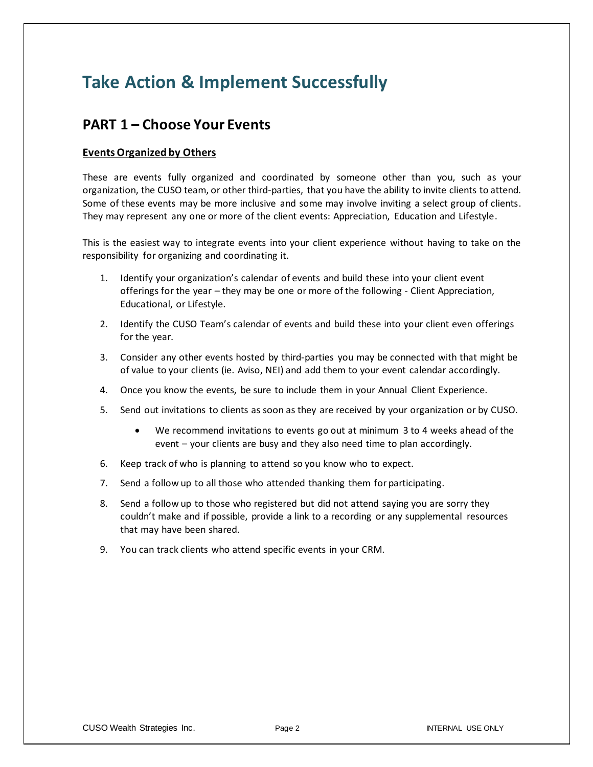# Take Action & Implement Successfully

## PART 1 – Choose Your Events

**Events Organized by Others**

These are events fully organized and coordinated by someone other than you, such as your organization, the CUSO team, or other third-parties, that you have the ability to invite clients to attend. Some of these events may be more inclusive and some may involve inviting a select group of clients. They may represent any one or more of the client events: Appreciation, Education and Lifestyle.

This is the easiest way to integrate events into your client experience without having to take on the responsibility for organizing and coordinating it.

1. Identify your organization's calendar of events and build these into your client event offerings for the year – they may be one or more of the following - Client Appreciation, Educational, or Lifestyle.
2. Identify the CUSO Team's calendar of events and build these into your client even offerings for the year.
3. Consider any other events hosted by third-parties you may be connected with that might be of value to your clients (ie. Aviso, NEI) and add them to your event calendar accordingly.
4. Once you know the events, be sure to include them in your Annual Client Experience.
5. Send out invitations to clients as soon as they are received by your organization or by CUSO.
   - We recommend invitations to events go out at minimum 3 to 4 weeks ahead of the event – your clients are busy and they also need time to plan accordingly.
6. Keep track of who is planning to attend so you know who to expect.
7. Send a follow up to all those who attended thanking them for participating.
8. Send a follow up to those who registered but did not attend saying you are sorry they couldn't make and if possible, provide a link to a recording or any supplemental resources that may have been shared.
9. You can track clients who attend specific events in your CRM.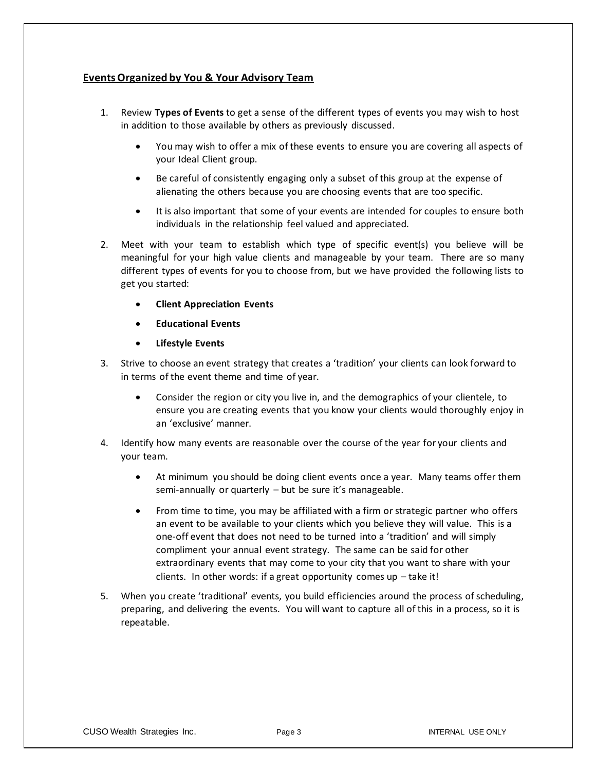## Events Organized by You & Your Advisory Team

1. Review **Types of Events** to get a sense of the different types of events you may wish to host in addition to those available by others as previously discussed.

   - You may wish to offer a mix of these events to ensure you are covering all aspects of your Ideal Client group.
   - Be careful of consistently engaging only a subset of this group at the expense of alienating the others because you are choosing events that are too specific.
   - It is also important that some of your events are intended for couples to ensure both individuals in the relationship feel valued and appreciated.

2. Meet with your team to establish which type of specific event(s) you believe will be meaningful for your high value clients and manageable by your team. There are so many different types of events for you to choose from, but we have provided the following lists to get you started:

   - **Client Appreciation Events**
   - **Educational Events**
   - **Lifestyle Events**

3. Strive to choose an event strategy that creates a 'tradition' your clients can look forward to in terms of the event theme and time of year.

   - Consider the region or city you live in, and the demographics of your clientele, to ensure you are creating events that you know your clients would thoroughly enjoy in an 'exclusive' manner.

4. Identify how many events are reasonable over the course of the year for your clients and your team.

   - At minimum you should be doing client events once a year. Many teams offer them semi-annually or quarterly – but be sure it's manageable.
   - From time to time, you may be affiliated with a firm or strategic partner who offers an event to be available to your clients which you believe they will value. This is a one-off event that does not need to be turned into a 'tradition' and will simply compliment your annual event strategy. The same can be said for other extraordinary events that may come to your city that you want to share with your clients. In other words: if a great opportunity comes up – take it!

5. When you create 'traditional' events, you build efficiencies around the process of scheduling, preparing, and delivering the events. You will want to capture all of this in a process, so it is repeatable.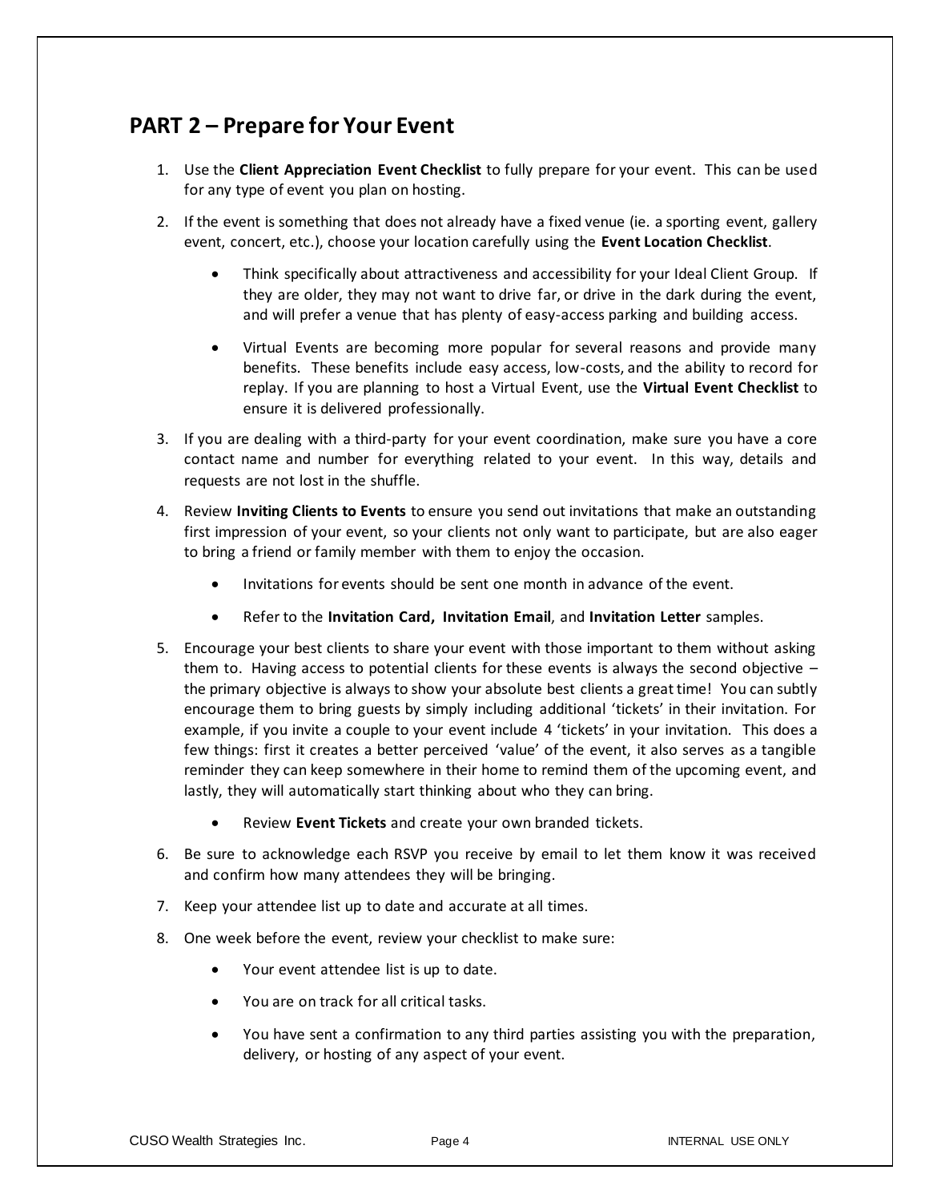## PART 2 – Prepare for Your Event

1. Use the **Client Appreciation Event Checklist** to fully prepare for your event. This can be used for any type of event you plan on hosting.

2. If the event is something that does not already have a fixed venue (ie. a sporting event, gallery event, concert, etc.), choose your location carefully using the **Event Location Checklist**.

    - Think specifically about attractiveness and accessibility for your Ideal Client Group. If they are older, they may not want to drive far, or drive in the dark during the event, and will prefer a venue that has plenty of easy-access parking and building access.

    - Virtual Events are becoming more popular for several reasons and provide many benefits. These benefits include easy access, low-costs, and the ability to record for replay. If you are planning to host a Virtual Event, use the **Virtual Event Checklist** to ensure it is delivered professionally.

3. If you are dealing with a third-party for your event coordination, make sure you have a core contact name and number for everything related to your event. In this way, details and requests are not lost in the shuffle.

4. Review **Inviting Clients to Events** to ensure you send out invitations that make an outstanding first impression of your event, so your clients not only want to participate, but are also eager to bring a friend or family member with them to enjoy the occasion.

    - Invitations for events should be sent one month in advance of the event.

    - Refer to the **Invitation Card, Invitation Email**, and **Invitation Letter** samples.

5. Encourage your best clients to share your event with those important to them without asking them to. Having access to potential clients for these events is always the second objective – the primary objective is always to show your absolute best clients a great time! You can subtly encourage them to bring guests by simply including additional 'tickets' in their invitation. For example, if you invite a couple to your event include 4 'tickets' in your invitation. This does a few things: first it creates a better perceived 'value' of the event, it also serves as a tangible reminder they can keep somewhere in their home to remind them of the upcoming event, and lastly, they will automatically start thinking about who they can bring.

    - Review **Event Tickets** and create your own branded tickets.

6. Be sure to acknowledge each RSVP you receive by email to let them know it was received and confirm how many attendees they will be bringing.

7. Keep your attendee list up to date and accurate at all times.

8. One week before the event, review your checklist to make sure:

    - Your event attendee list is up to date.

    - You are on track for all critical tasks.

    - You have sent a confirmation to any third parties assisting you with the preparation, delivery, or hosting of any aspect of your event.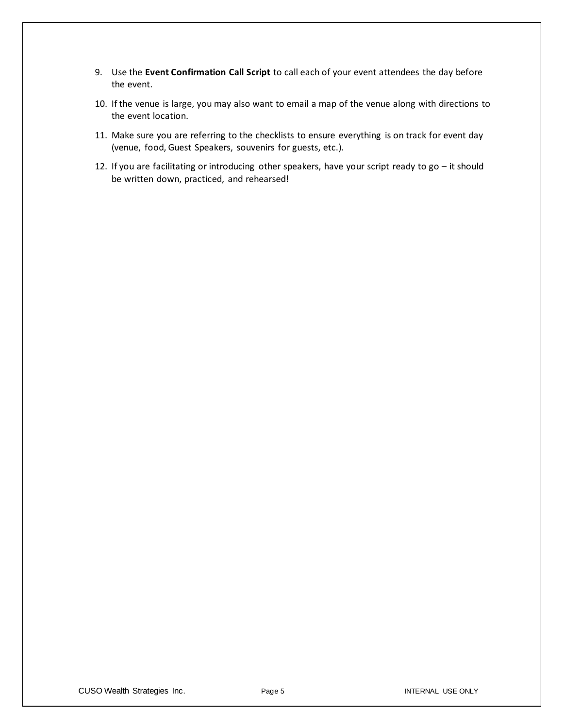9. Use the **Event Confirmation Call Script** to call each of your event attendees the day before the event.
10. If the venue is large, you may also want to email a map of the venue along with directions to the event location.
11. Make sure you are referring to the checklists to ensure everything is on track for event day (venue, food, Guest Speakers, souvenirs for guests, etc.).
12. If you are facilitating or introducing other speakers, have your script ready to go – it should be written down, practiced, and rehearsed!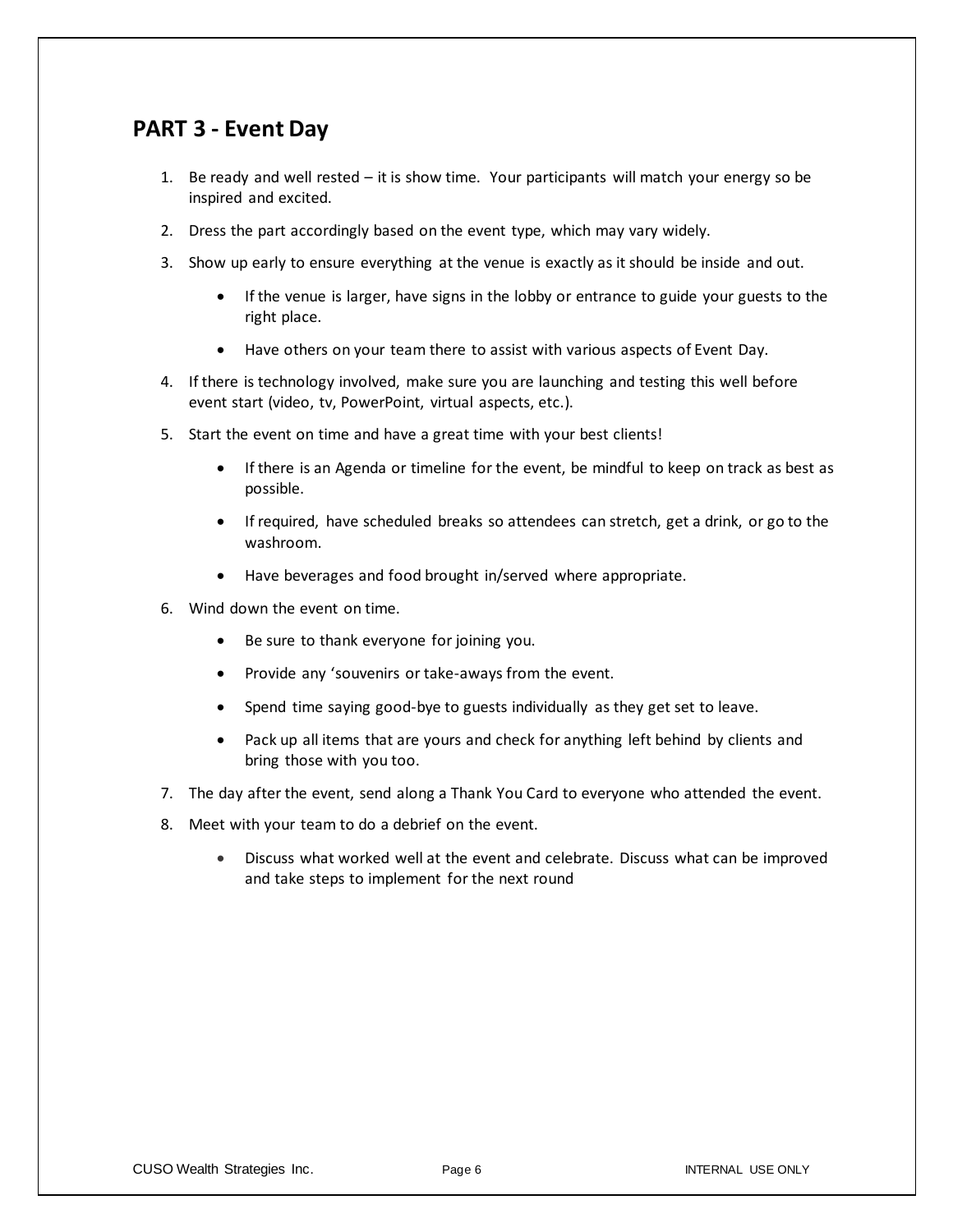## PART 3 - Event Day

1. Be ready and well rested – it is show time. Your participants will match your energy so be inspired and excited.
2. Dress the part accordingly based on the event type, which may vary widely.
3. Show up early to ensure everything at the venue is exactly as it should be inside and out.
    - If the venue is larger, have signs in the lobby or entrance to guide your guests to the right place.
    - Have others on your team there to assist with various aspects of Event Day.
4. If there is technology involved, make sure you are launching and testing this well before event start (video, tv, PowerPoint, virtual aspects, etc.).
5. Start the event on time and have a great time with your best clients!
    - If there is an Agenda or timeline for the event, be mindful to keep on track as best as possible.
    - If required, have scheduled breaks so attendees can stretch, get a drink, or go to the washroom.
    - Have beverages and food brought in/served where appropriate.
6. Wind down the event on time.
    - Be sure to thank everyone for joining you.
    - Provide any 'souvenirs or take-aways from the event.
    - Spend time saying good-bye to guests individually as they get set to leave.
    - Pack up all items that are yours and check for anything left behind by clients and bring those with you too.
7. The day after the event, send along a Thank You Card to everyone who attended the event.
8. Meet with your team to do a debrief on the event.
    - Discuss what worked well at the event and celebrate. Discuss what can be improved and take steps to implement for the next round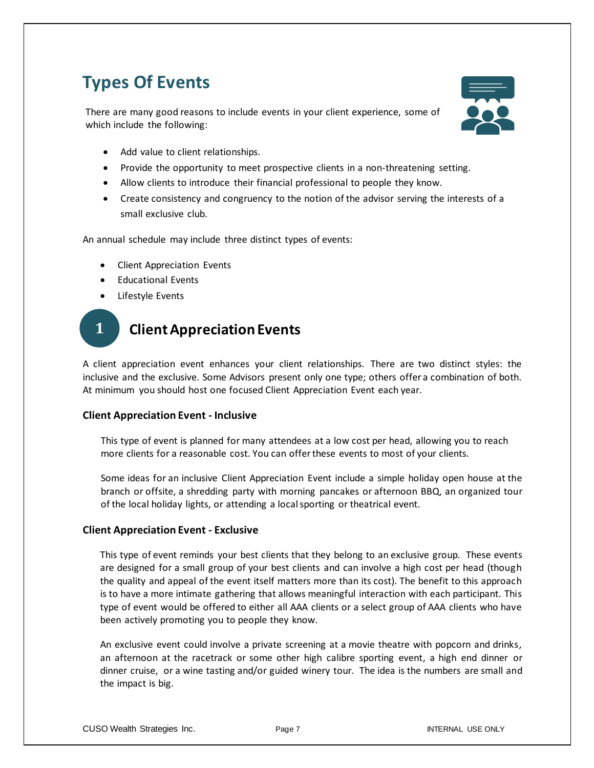# Types Of Events

There are many good reasons to include events in your client experience, some of which include the following:

- Add value to client relationships.
- Provide the opportunity to meet prospective clients in a non-threatening setting.
- Allow clients to introduce their financial professional to people they know.
- Create consistency and congruency to the notion of the advisor serving the interests of a small exclusive club.

An annual schedule may include three distinct types of events:

- Client Appreciation Events
- Educational Events
- Lifestyle Events

## 1 Client Appreciation Events

A client appreciation event enhances your client relationships. There are two distinct styles: the inclusive and the exclusive. Some Advisors present only one type; others offer a combination of both. At minimum you should host one focused Client Appreciation Event each year.

### Client Appreciation Event - Inclusive

This type of event is planned for many attendees at a low cost per head, allowing you to reach more clients for a reasonable cost. You can offer these events to most of your clients.

Some ideas for an inclusive Client Appreciation Event include a simple holiday open house at the branch or offsite, a shredding party with morning pancakes or afternoon BBQ, an organized tour of the local holiday lights, or attending a local sporting or theatrical event.

### Client Appreciation Event - Exclusive

This type of event reminds your best clients that they belong to an exclusive group. These events are designed for a small group of your best clients and can involve a high cost per head (though the quality and appeal of the event itself matters more than its cost). The benefit to this approach is to have a more intimate gathering that allows meaningful interaction with each participant. This type of event would be offered to either all AAA clients or a select group of AAA clients who have been actively promoting you to people they know.

An exclusive event could involve a private screening at a movie theatre with popcorn and drinks, an afternoon at the racetrack or some other high calibre sporting event, a high end dinner or dinner cruise, or a wine tasting and/or guided winery tour. The idea is the numbers are small and the impact is big.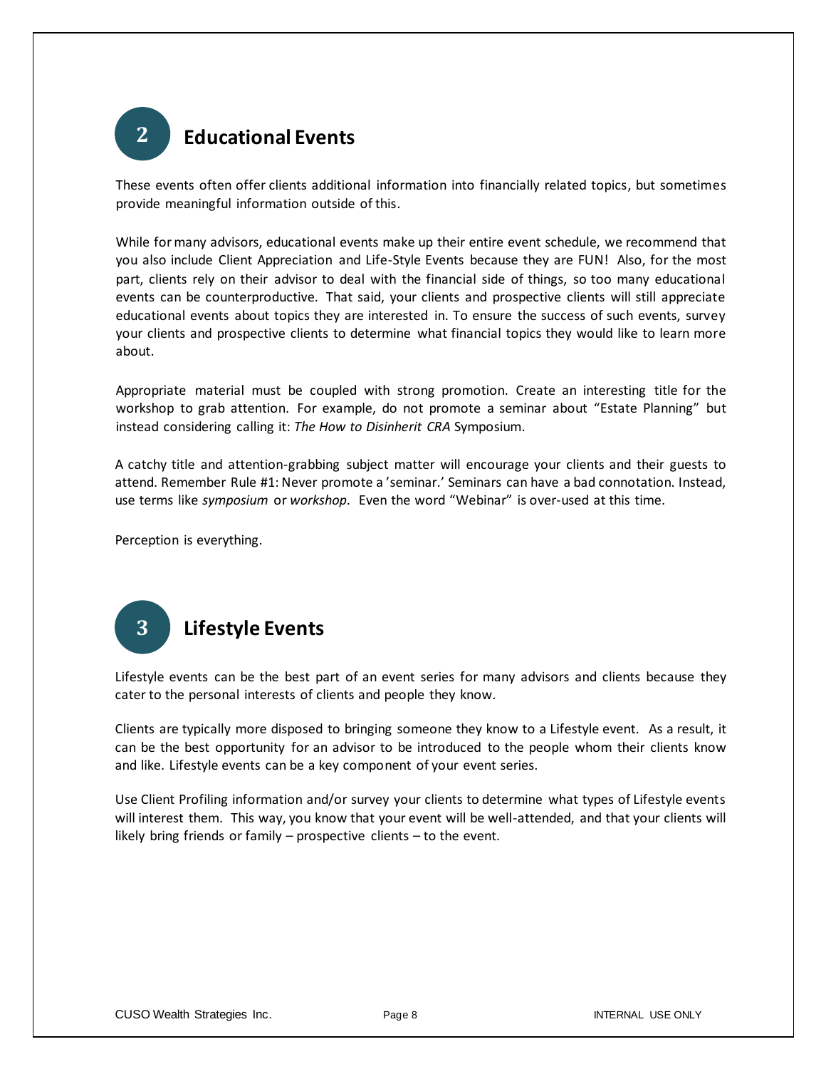## 2 Educational Events

These events often offer clients additional information into financially related topics, but sometimes provide meaningful information outside of this.

While for many advisors, educational events make up their entire event schedule, we recommend that you also include Client Appreciation and Life-Style Events because they are FUN! Also, for the most part, clients rely on their advisor to deal with the financial side of things, so too many educational events can be counterproductive. That said, your clients and prospective clients will still appreciate educational events about topics they are interested in. To ensure the success of such events, survey your clients and prospective clients to determine what financial topics they would like to learn more about.

Appropriate material must be coupled with strong promotion. Create an interesting title for the workshop to grab attention. For example, do not promote a seminar about "Estate Planning" but instead considering calling it: *The How to Disinherit CRA* Symposium.

A catchy title and attention-grabbing subject matter will encourage your clients and their guests to attend. Remember Rule #1: Never promote a 'seminar.' Seminars can have a bad connotation. Instead, use terms like *symposium* or *workshop*. Even the word "Webinar" is over-used at this time.

Perception is everything.

## 3 Lifestyle Events

Lifestyle events can be the best part of an event series for many advisors and clients because they cater to the personal interests of clients and people they know.

Clients are typically more disposed to bringing someone they know to a Lifestyle event. As a result, it can be the best opportunity for an advisor to be introduced to the people whom their clients know and like. Lifestyle events can be a key component of your event series.

Use Client Profiling information and/or survey your clients to determine what types of Lifestyle events will interest them. This way, you know that your event will be well-attended, and that your clients will likely bring friends or family – prospective clients – to the event.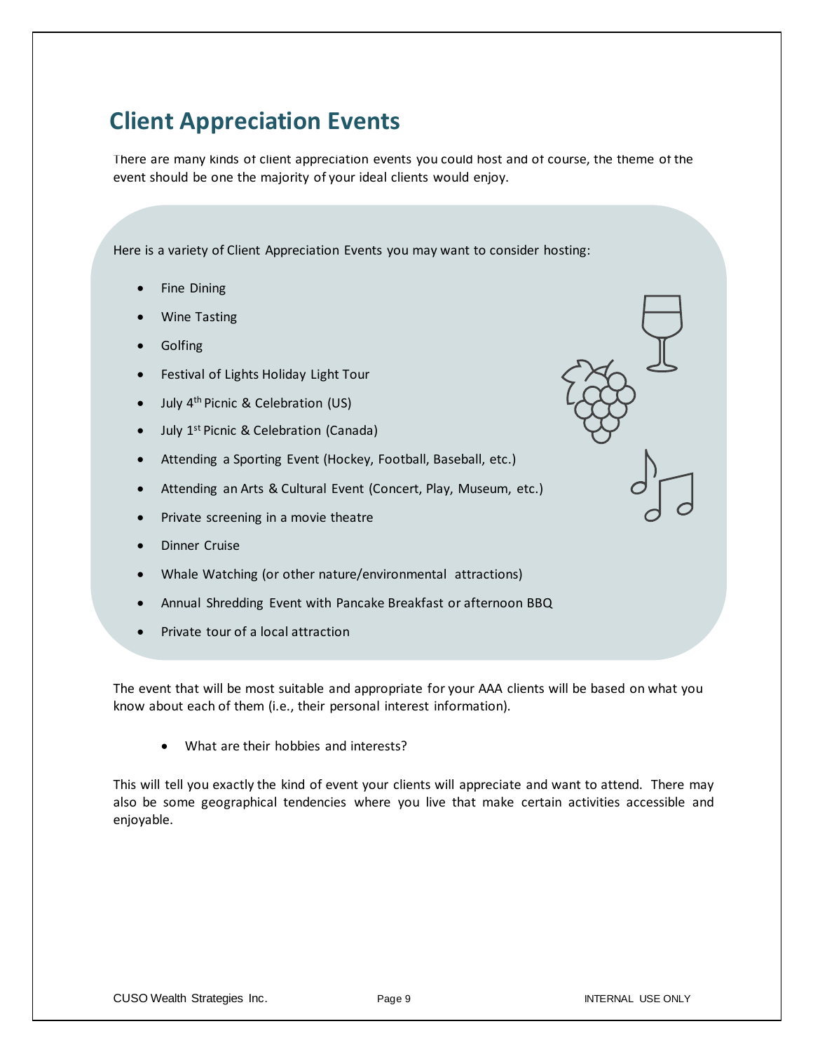## Client Appreciation Events

There are many kinds of client appreciation events you could host and of course, the theme of the event should be one the majority of your ideal clients would enjoy.

Here is a variety of Client Appreciation Events you may want to consider hosting:

- Fine Dining
- Wine Tasting
- Golfing
- Festival of Lights Holiday Light Tour
- July 4th Picnic & Celebration (US)
- July 1st Picnic & Celebration (Canada)
- Attending a Sporting Event (Hockey, Football, Baseball, etc.)
- Attending an Arts & Cultural Event (Concert, Play, Museum, etc.)
- Private screening in a movie theatre
- Dinner Cruise
- Whale Watching (or other nature/environmental attractions)
- Annual Shredding Event with Pancake Breakfast or afternoon BBQ
- Private tour of a local attraction

The event that will be most suitable and appropriate for your AAA clients will be based on what you know about each of them (i.e., their personal interest information).

- What are their hobbies and interests?

This will tell you exactly the kind of event your clients will appreciate and want to attend. There may also be some geographical tendencies where you live that make certain activities accessible and enjoyable.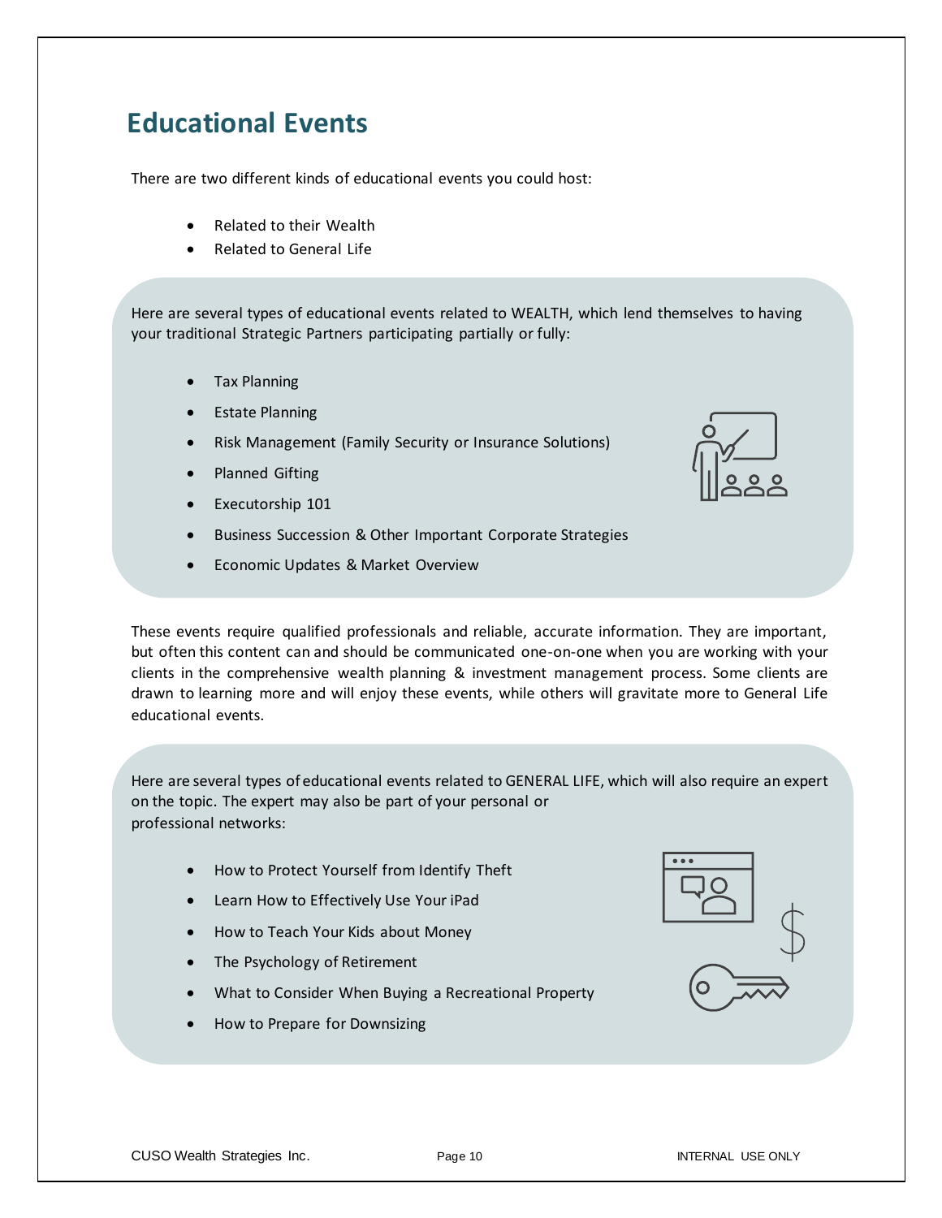# Educational Events

There are two different kinds of educational events you could host:

- Related to their Wealth
- Related to General Life

Here are several types of educational events related to WEALTH, which lend themselves to having your traditional Strategic Partners participating partially or fully:

- Tax Planning
- Estate Planning
- Risk Management (Family Security or Insurance Solutions)
- Planned Gifting
- Executorship 101
- Business Succession & Other Important Corporate Strategies
- Economic Updates & Market Overview

These events require qualified professionals and reliable, accurate information. They are important, but often this content can and should be communicated one-on-one when you are working with your clients in the comprehensive wealth planning & investment management process. Some clients are drawn to learning more and will enjoy these events, while others will gravitate more to General Life educational events.

Here are several types of educational events related to GENERAL LIFE, which will also require an expert on the topic. The expert may also be part of your personal or professional networks:

- How to Protect Yourself from Identify Theft
- Learn How to Effectively Use Your iPad
- How to Teach Your Kids about Money
- The Psychology of Retirement
- What to Consider When Buying a Recreational Property
- How to Prepare for Downsizing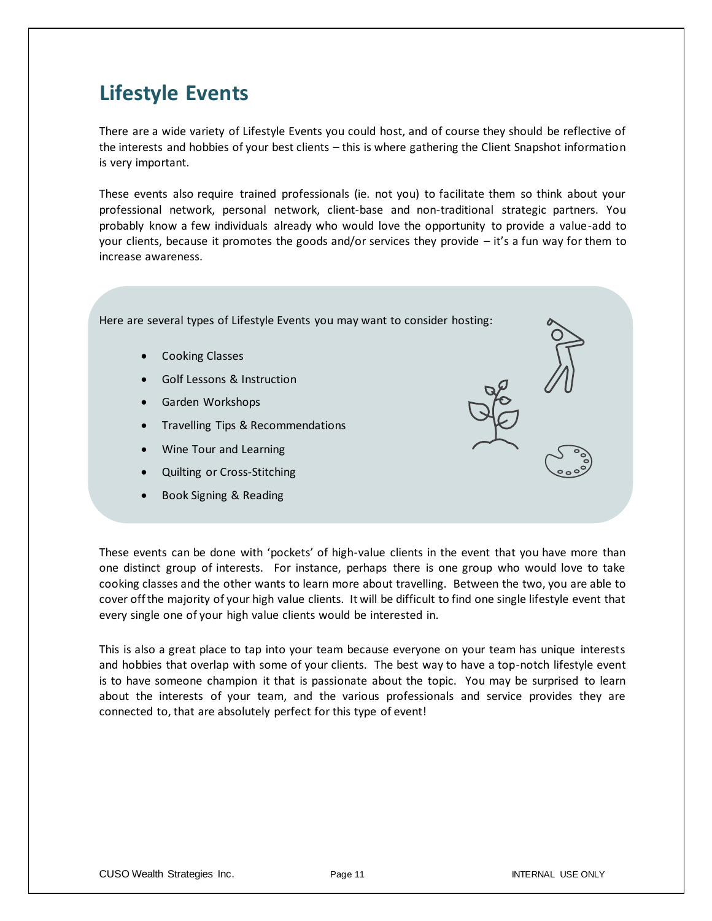## Lifestyle Events

There are a wide variety of Lifestyle Events you could host, and of course they should be reflective of the interests and hobbies of your best clients – this is where gathering the Client Snapshot information is very important.

These events also require trained professionals (ie. not you) to facilitate them so think about your professional network, personal network, client-base and non-traditional strategic partners. You probably know a few individuals already who would love the opportunity to provide a value-add to your clients, because it promotes the goods and/or services they provide – it's a fun way for them to increase awareness.

Here are several types of Lifestyle Events you may want to consider hosting:

- Cooking Classes
- Golf Lessons & Instruction
- Garden Workshops
- Travelling Tips & Recommendations
- Wine Tour and Learning
- Quilting or Cross-Stitching
- Book Signing & Reading

These events can be done with 'pockets' of high-value clients in the event that you have more than one distinct group of interests. For instance, perhaps there is one group who would love to take cooking classes and the other wants to learn more about travelling. Between the two, you are able to cover off the majority of your high value clients. It will be difficult to find one single lifestyle event that every single one of your high value clients would be interested in.

This is also a great place to tap into your team because everyone on your team has unique interests and hobbies that overlap with some of your clients. The best way to have a top-notch lifestyle event is to have someone champion it that is passionate about the topic. You may be surprised to learn about the interests of your team, and the various professionals and service provides they are connected to, that are absolutely perfect for this type of event!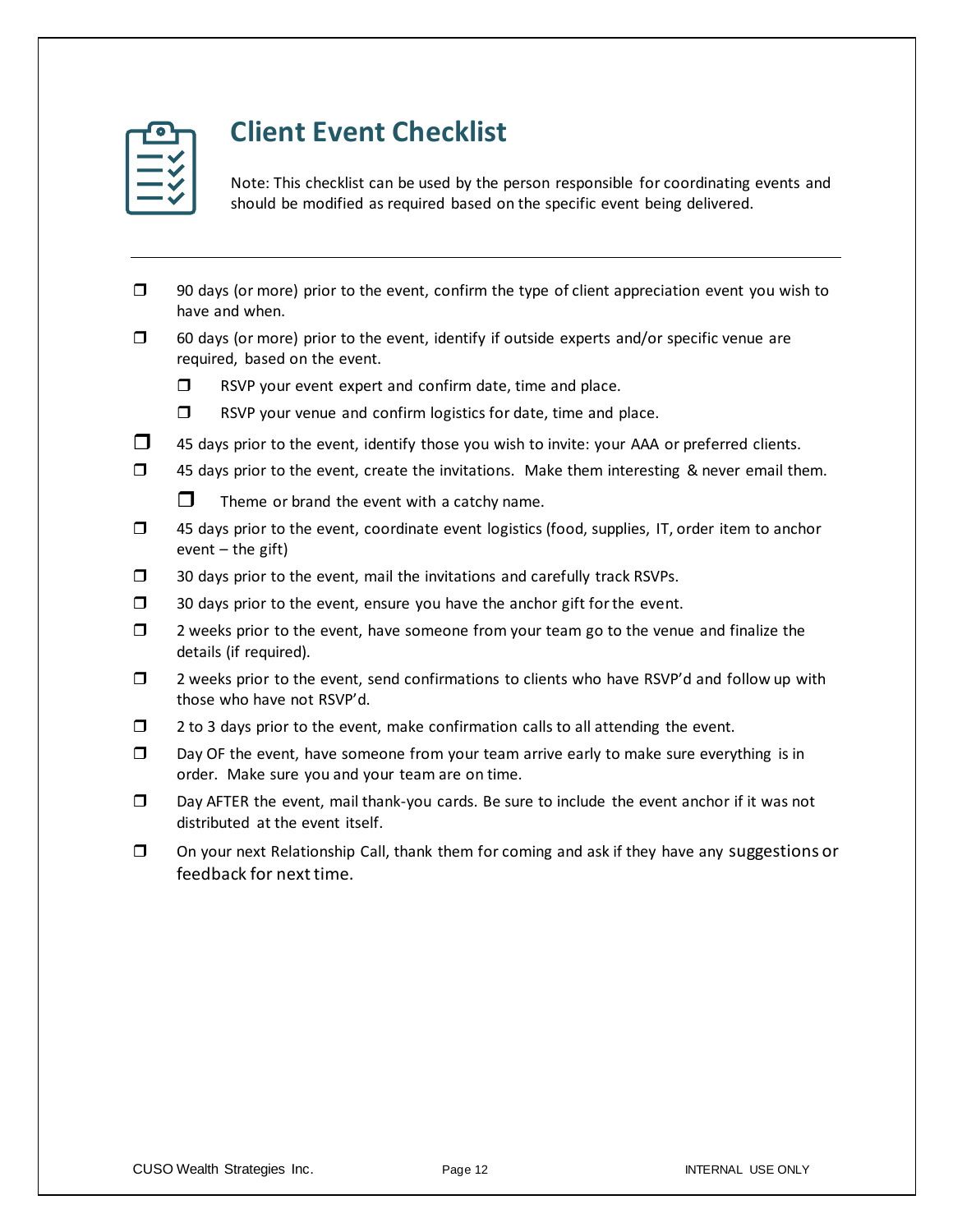# Client Event Checklist

Note: This checklist can be used by the person responsible for coordinating events and should be modified as required based on the specific event being delivered.

---

- ❒ 90 days (or more) prior to the event, confirm the type of client appreciation event you wish to have and when.
- ❒ 60 days (or more) prior to the event, identify if outside experts and/or specific venue are required, based on the event.
  - ❒ RSVP your event expert and confirm date, time and place.
  - ❒ RSVP your venue and confirm logistics for date, time and place.
- ❒ 45 days prior to the event, identify those you wish to invite: your AAA or preferred clients.
- ❒ 45 days prior to the event, create the invitations. Make them interesting & never email them.
  - ❒ Theme or brand the event with a catchy name.
- ❒ 45 days prior to the event, coordinate event logistics (food, supplies, IT, order item to anchor event – the gift)
- ❒ 30 days prior to the event, mail the invitations and carefully track RSVPs.
- ❒ 30 days prior to the event, ensure you have the anchor gift for the event.
- ❒ 2 weeks prior to the event, have someone from your team go to the venue and finalize the details (if required).
- ❒ 2 weeks prior to the event, send confirmations to clients who have RSVP'd and follow up with those who have not RSVP'd.
- ❒ 2 to 3 days prior to the event, make confirmation calls to all attending the event.
- ❒ Day OF the event, have someone from your team arrive early to make sure everything is in order. Make sure you and your team are on time.
- ❒ Day AFTER the event, mail thank-you cards. Be sure to include the event anchor if it was not distributed at the event itself.
- ❒ On your next Relationship Call, thank them for coming and ask if they have any suggestions or feedback for next time.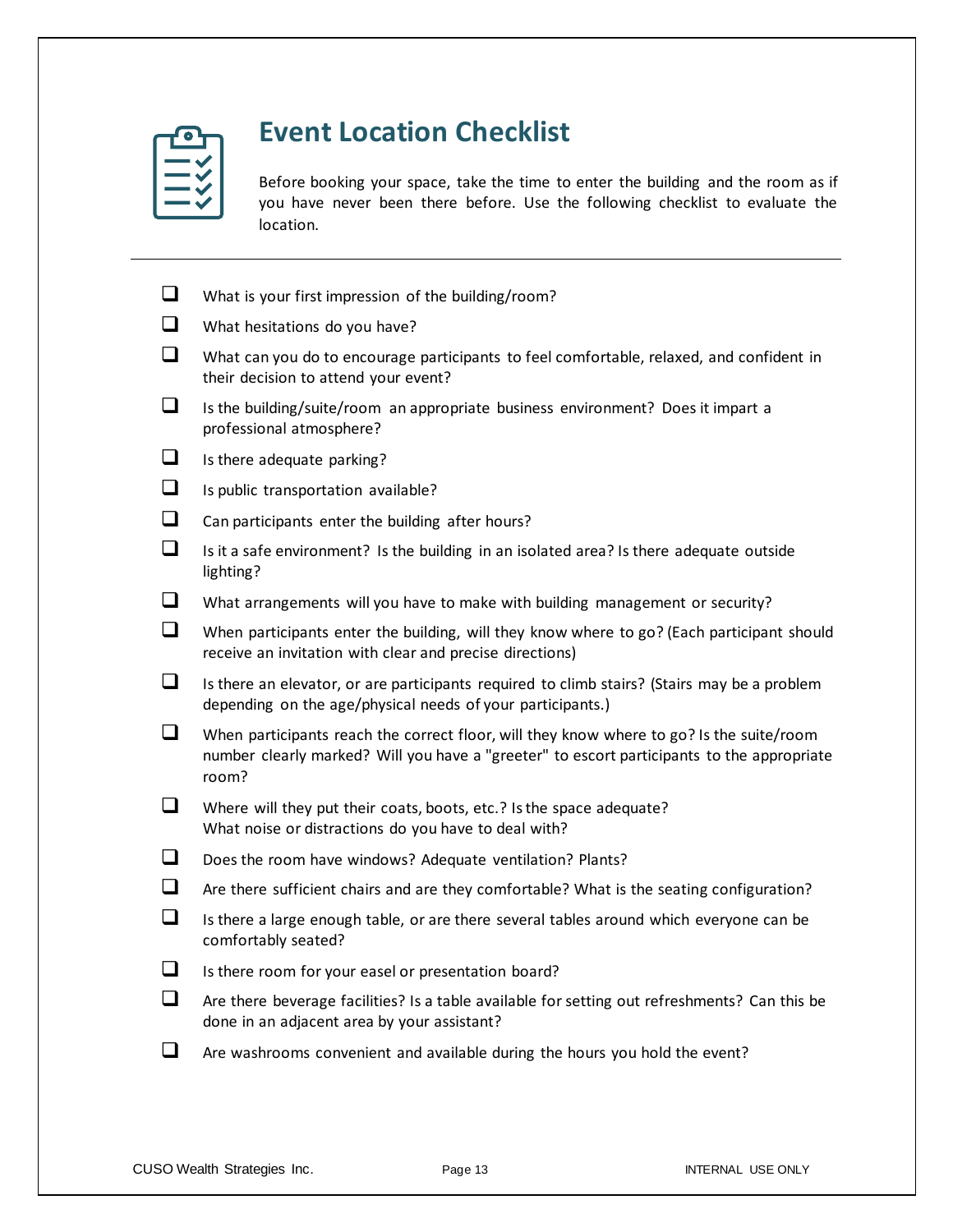# Event Location Checklist

Before booking your space, take the time to enter the building and the room as if you have never been there before. Use the following checklist to evaluate the location.

---

- [ ] What is your first impression of the building/room?
- [ ] What hesitations do you have?
- [ ] What can you do to encourage participants to feel comfortable, relaxed, and confident in their decision to attend your event?
- [ ] Is the building/suite/room an appropriate business environment? Does it impart a professional atmosphere?
- [ ] Is there adequate parking?
- [ ] Is public transportation available?
- [ ] Can participants enter the building after hours?
- [ ] Is it a safe environment? Is the building in an isolated area? Is there adequate outside lighting?
- [ ] What arrangements will you have to make with building management or security?
- [ ] When participants enter the building, will they know where to go? (Each participant should receive an invitation with clear and precise directions)
- [ ] Is there an elevator, or are participants required to climb stairs? (Stairs may be a problem depending on the age/physical needs of your participants.)
- [ ] When participants reach the correct floor, will they know where to go? Is the suite/room number clearly marked? Will you have a "greeter" to escort participants to the appropriate room?
- [ ] Where will they put their coats, boots, etc.? Is the space adequate? What noise or distractions do you have to deal with?
- [ ] Does the room have windows? Adequate ventilation? Plants?
- [ ] Are there sufficient chairs and are they comfortable? What is the seating configuration?
- [ ] Is there a large enough table, or are there several tables around which everyone can be comfortably seated?
- [ ] Is there room for your easel or presentation board?
- [ ] Are there beverage facilities? Is a table available for setting out refreshments? Can this be done in an adjacent area by your assistant?
- [ ] Are washrooms convenient and available during the hours you hold the event?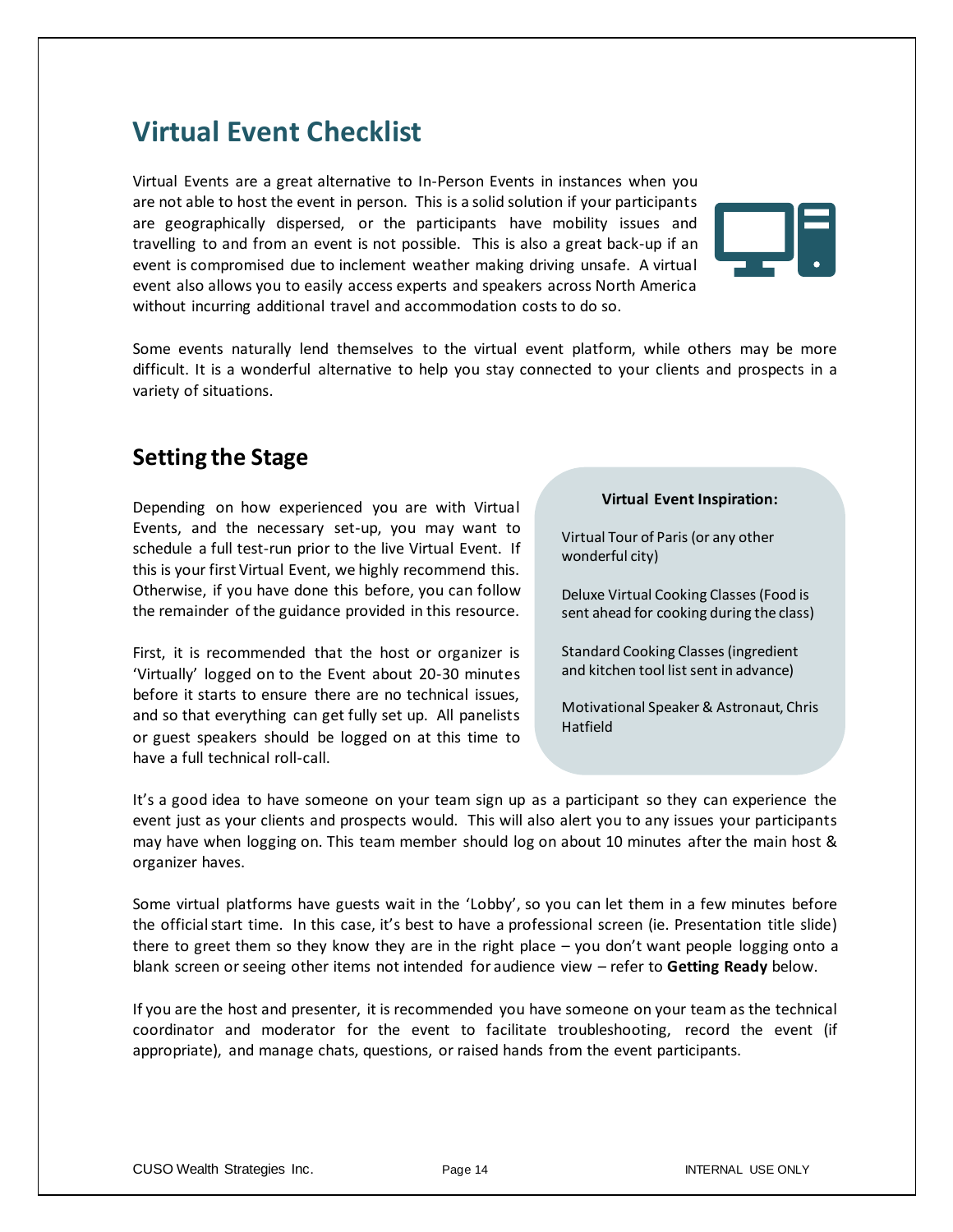# Virtual Event Checklist

Virtual Events are a great alternative to In-Person Events in instances when you are not able to host the event in person. This is a solid solution if your participants are geographically dispersed, or the participants have mobility issues and travelling to and from an event is not possible. This is also a great back-up if an event is compromised due to inclement weather making driving unsafe. A virtual event also allows you to easily access experts and speakers across North America without incurring additional travel and accommodation costs to do so.

Some events naturally lend themselves to the virtual event platform, while others may be more difficult. It is a wonderful alternative to help you stay connected to your clients and prospects in a variety of situations.

## Setting the Stage

Depending on how experienced you are with Virtual Events, and the necessary set-up, you may want to schedule a full test-run prior to the live Virtual Event. If this is your first Virtual Event, we highly recommend this. Otherwise, if you have done this before, you can follow the remainder of the guidance provided in this resource.

First, it is recommended that the host or organizer is 'Virtually' logged on to the Event about 20-30 minutes before it starts to ensure there are no technical issues, and so that everything can get fully set up. All panelists or guest speakers should be logged on at this time to have a full technical roll-call.

> **Virtual Event Inspiration:**
>
> Virtual Tour of Paris (or any other wonderful city)
>
> Deluxe Virtual Cooking Classes (Food is sent ahead for cooking during the class)
>
> Standard Cooking Classes (ingredient and kitchen tool list sent in advance)
>
> Motivational Speaker & Astronaut, Chris Hatfield

It's a good idea to have someone on your team sign up as a participant so they can experience the event just as your clients and prospects would. This will also alert you to any issues your participants may have when logging on. This team member should log on about 10 minutes after the main host & organizer haves.

Some virtual platforms have guests wait in the 'Lobby', so you can let them in a few minutes before the official start time. In this case, it's best to have a professional screen (ie. Presentation title slide) there to greet them so they know they are in the right place – you don't want people logging onto a blank screen or seeing other items not intended for audience view – refer to **Getting Ready** below.

If you are the host and presenter, it is recommended you have someone on your team as the technical coordinator and moderator for the event to facilitate troubleshooting, record the event (if appropriate), and manage chats, questions, or raised hands from the event participants.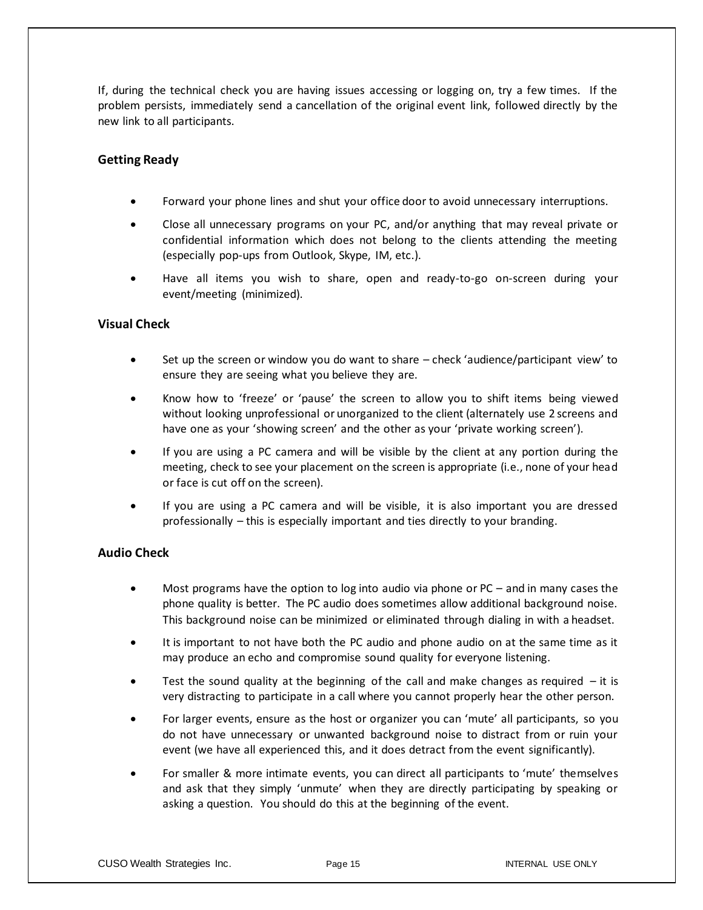If, during the technical check you are having issues accessing or logging on, try a few times. If the problem persists, immediately send a cancellation of the original event link, followed directly by the new link to all participants.

### Getting Ready

- Forward your phone lines and shut your office door to avoid unnecessary interruptions.
- Close all unnecessary programs on your PC, and/or anything that may reveal private or confidential information which does not belong to the clients attending the meeting (especially pop-ups from Outlook, Skype, IM, etc.).
- Have all items you wish to share, open and ready-to-go on-screen during your event/meeting (minimized).

### Visual Check

- Set up the screen or window you do want to share – check 'audience/participant view' to ensure they are seeing what you believe they are.
- Know how to 'freeze' or 'pause' the screen to allow you to shift items being viewed without looking unprofessional or unorganized to the client (alternately use 2 screens and have one as your 'showing screen' and the other as your 'private working screen').
- If you are using a PC camera and will be visible by the client at any portion during the meeting, check to see your placement on the screen is appropriate (i.e., none of your head or face is cut off on the screen).
- If you are using a PC camera and will be visible, it is also important you are dressed professionally – this is especially important and ties directly to your branding.

### Audio Check

- Most programs have the option to log into audio via phone or PC – and in many cases the phone quality is better. The PC audio does sometimes allow additional background noise. This background noise can be minimized or eliminated through dialing in with a headset.
- It is important to not have both the PC audio and phone audio on at the same time as it may produce an echo and compromise sound quality for everyone listening.
- Test the sound quality at the beginning of the call and make changes as required – it is very distracting to participate in a call where you cannot properly hear the other person.
- For larger events, ensure as the host or organizer you can 'mute' all participants, so you do not have unnecessary or unwanted background noise to distract from or ruin your event (we have all experienced this, and it does detract from the event significantly).
- For smaller & more intimate events, you can direct all participants to 'mute' themselves and ask that they simply 'unmute' when they are directly participating by speaking or asking a question. You should do this at the beginning of the event.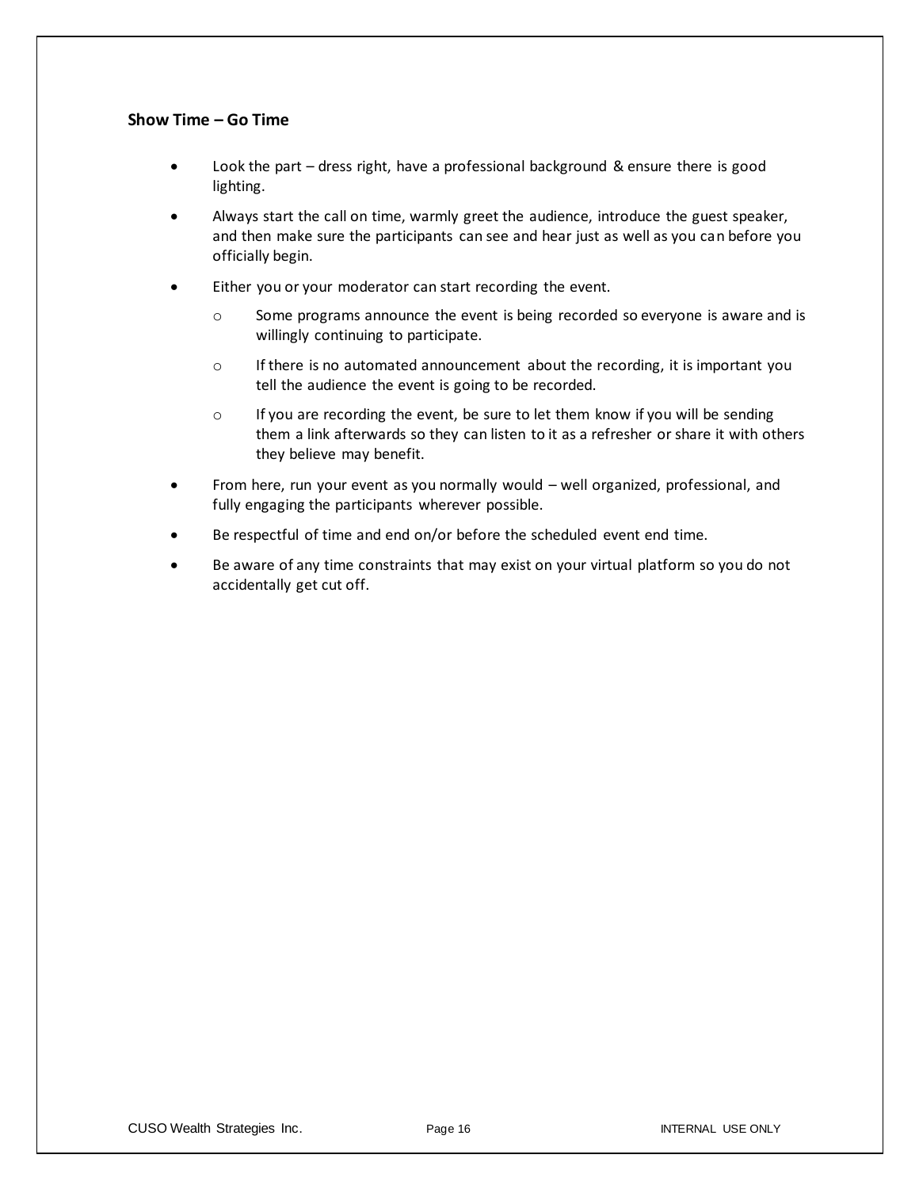**Show Time – Go Time**

- Look the part – dress right, have a professional background & ensure there is good lighting.
- Always start the call on time, warmly greet the audience, introduce the guest speaker, and then make sure the participants can see and hear just as well as you can before you officially begin.
- Either you or your moderator can start recording the event.
    - Some programs announce the event is being recorded so everyone is aware and is willingly continuing to participate.
    - If there is no automated announcement about the recording, it is important you tell the audience the event is going to be recorded.
    - If you are recording the event, be sure to let them know if you will be sending them a link afterwards so they can listen to it as a refresher or share it with others they believe may benefit.
- From here, run your event as you normally would – well organized, professional, and fully engaging the participants wherever possible.
- Be respectful of time and end on/or before the scheduled event end time.
- Be aware of any time constraints that may exist on your virtual platform so you do not accidentally get cut off.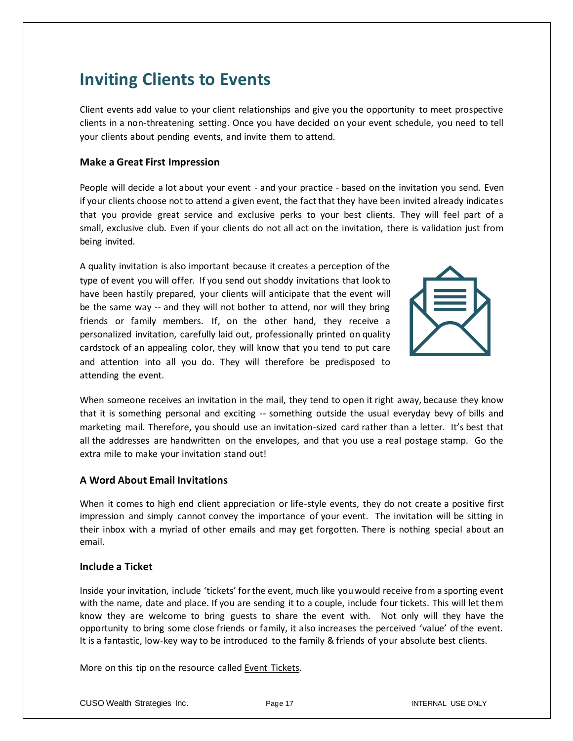# Inviting Clients to Events

Client events add value to your client relationships and give you the opportunity to meet prospective clients in a non-threatening setting. Once you have decided on your event schedule, you need to tell your clients about pending events, and invite them to attend.

### Make a Great First Impression

People will decide a lot about your event - and your practice - based on the invitation you send. Even if your clients choose not to attend a given event, the fact that they have been invited already indicates that you provide great service and exclusive perks to your best clients. They will feel part of a small, exclusive club. Even if your clients do not all act on the invitation, there is validation just from being invited.

A quality invitation is also important because it creates a perception of the type of event you will offer. If you send out shoddy invitations that look to have been hastily prepared, your clients will anticipate that the event will be the same way -- and they will not bother to attend, nor will they bring friends or family members. If, on the other hand, they receive a personalized invitation, carefully laid out, professionally printed on quality cardstock of an appealing color, they will know that you tend to put care and attention into all you do. They will therefore be predisposed to attending the event.

When someone receives an invitation in the mail, they tend to open it right away, because they know that it is something personal and exciting -- something outside the usual everyday bevy of bills and marketing mail. Therefore, you should use an invitation-sized card rather than a letter. It's best that all the addresses are handwritten on the envelopes, and that you use a real postage stamp. Go the extra mile to make your invitation stand out!

### A Word About Email Invitations

When it comes to high end client appreciation or life-style events, they do not create a positive first impression and simply cannot convey the importance of your event. The invitation will be sitting in their inbox with a myriad of other emails and may get forgotten. There is nothing special about an email.

### Include a Ticket

Inside your invitation, include 'tickets' for the event, much like you would receive from a sporting event with the name, date and place. If you are sending it to a couple, include four tickets. This will let them know they are welcome to bring guests to share the event with. Not only will they have the opportunity to bring some close friends or family, it also increases the perceived 'value' of the event. It is a fantastic, low-key way to be introduced to the family & friends of your absolute best clients.

More on this tip on the resource called Event Tickets.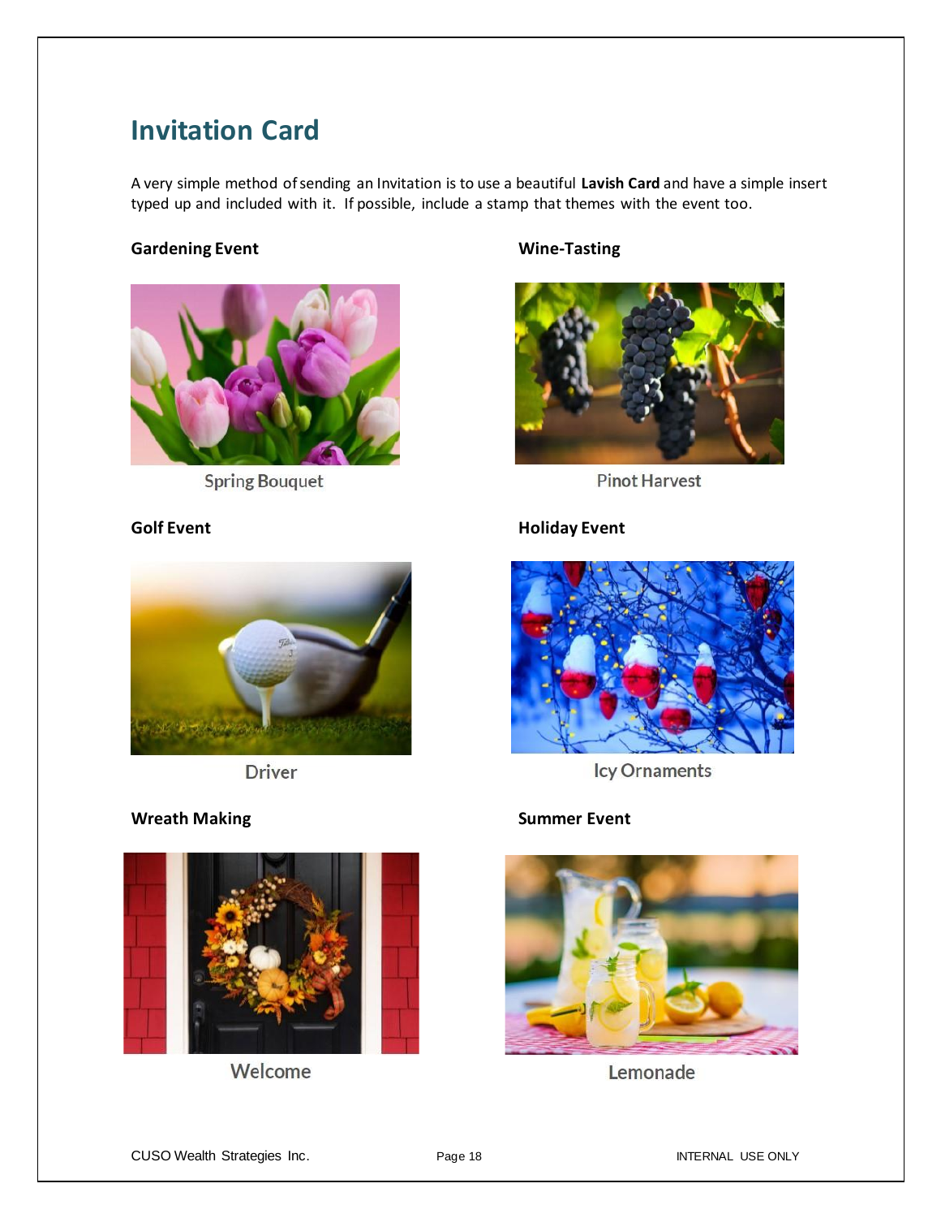## Invitation Card

A very simple method of sending an Invitation is to use a beautiful **Lavish Card** and have a simple insert typed up and included with it. If possible, include a stamp that themes with the event too.

**Gardening Event**

Spring Bouquet

**Wine-Tasting**

Pinot Harvest

**Golf Event**

Driver

**Holiday Event**

Icy Ornaments

**Wreath Making**

Welcome

**Summer Event**

Lemonade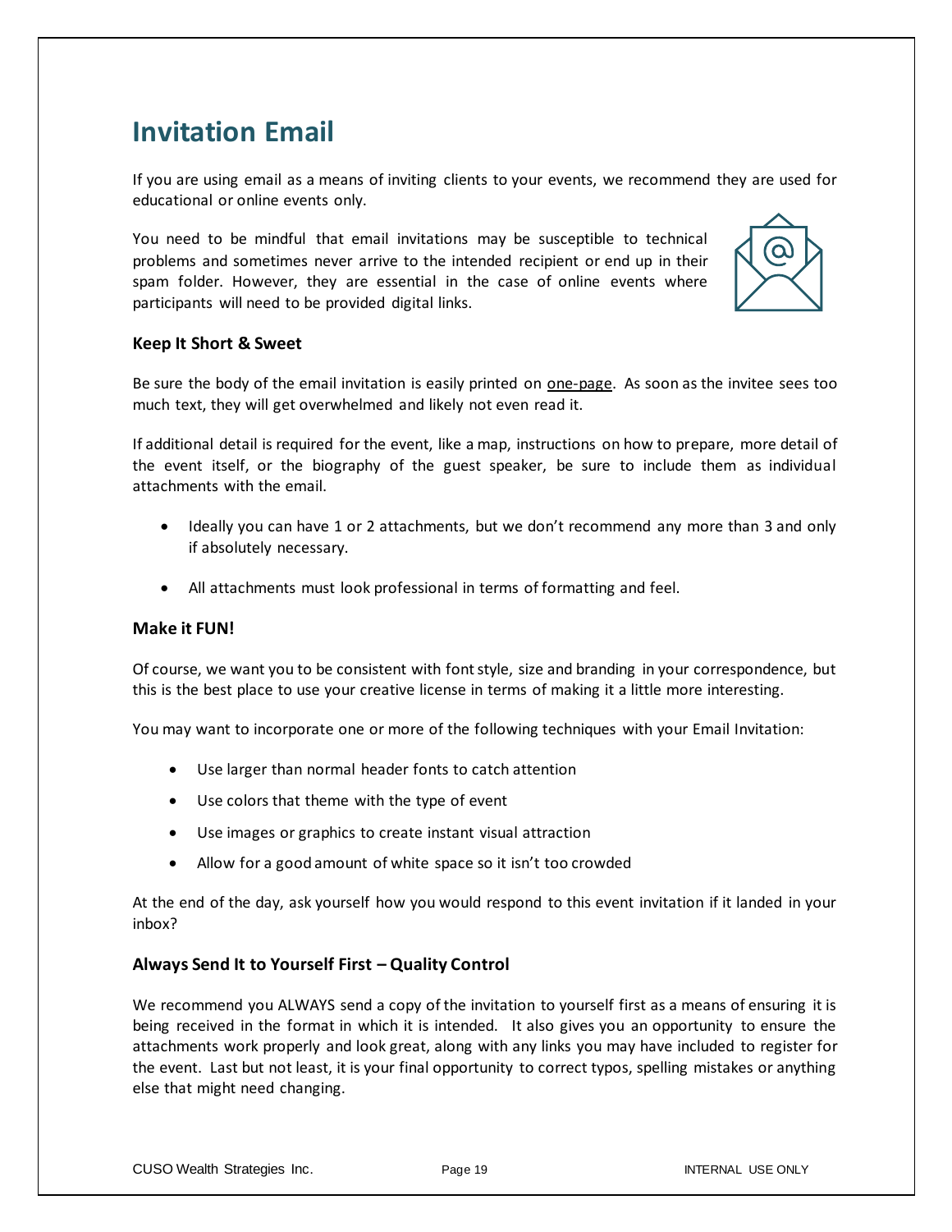# Invitation Email

If you are using email as a means of inviting clients to your events, we recommend they are used for educational or online events only.

You need to be mindful that email invitations may be susceptible to technical problems and sometimes never arrive to the intended recipient or end up in their spam folder. However, they are essential in the case of online events where participants will need to be provided digital links.

### Keep It Short & Sweet

Be sure the body of the email invitation is easily printed on one-page. As soon as the invitee sees too much text, they will get overwhelmed and likely not even read it.

If additional detail is required for the event, like a map, instructions on how to prepare, more detail of the event itself, or the biography of the guest speaker, be sure to include them as individual attachments with the email.

- Ideally you can have 1 or 2 attachments, but we don't recommend any more than 3 and only if absolutely necessary.
- All attachments must look professional in terms of formatting and feel.

### Make it FUN!

Of course, we want you to be consistent with font style, size and branding in your correspondence, but this is the best place to use your creative license in terms of making it a little more interesting.

You may want to incorporate one or more of the following techniques with your Email Invitation:

- Use larger than normal header fonts to catch attention
- Use colors that theme with the type of event
- Use images or graphics to create instant visual attraction
- Allow for a good amount of white space so it isn't too crowded

At the end of the day, ask yourself how you would respond to this event invitation if it landed in your inbox?

### Always Send It to Yourself First – Quality Control

We recommend you ALWAYS send a copy of the invitation to yourself first as a means of ensuring it is being received in the format in which it is intended. It also gives you an opportunity to ensure the attachments work properly and look great, along with any links you may have included to register for the event. Last but not least, it is your final opportunity to correct typos, spelling mistakes or anything else that might need changing.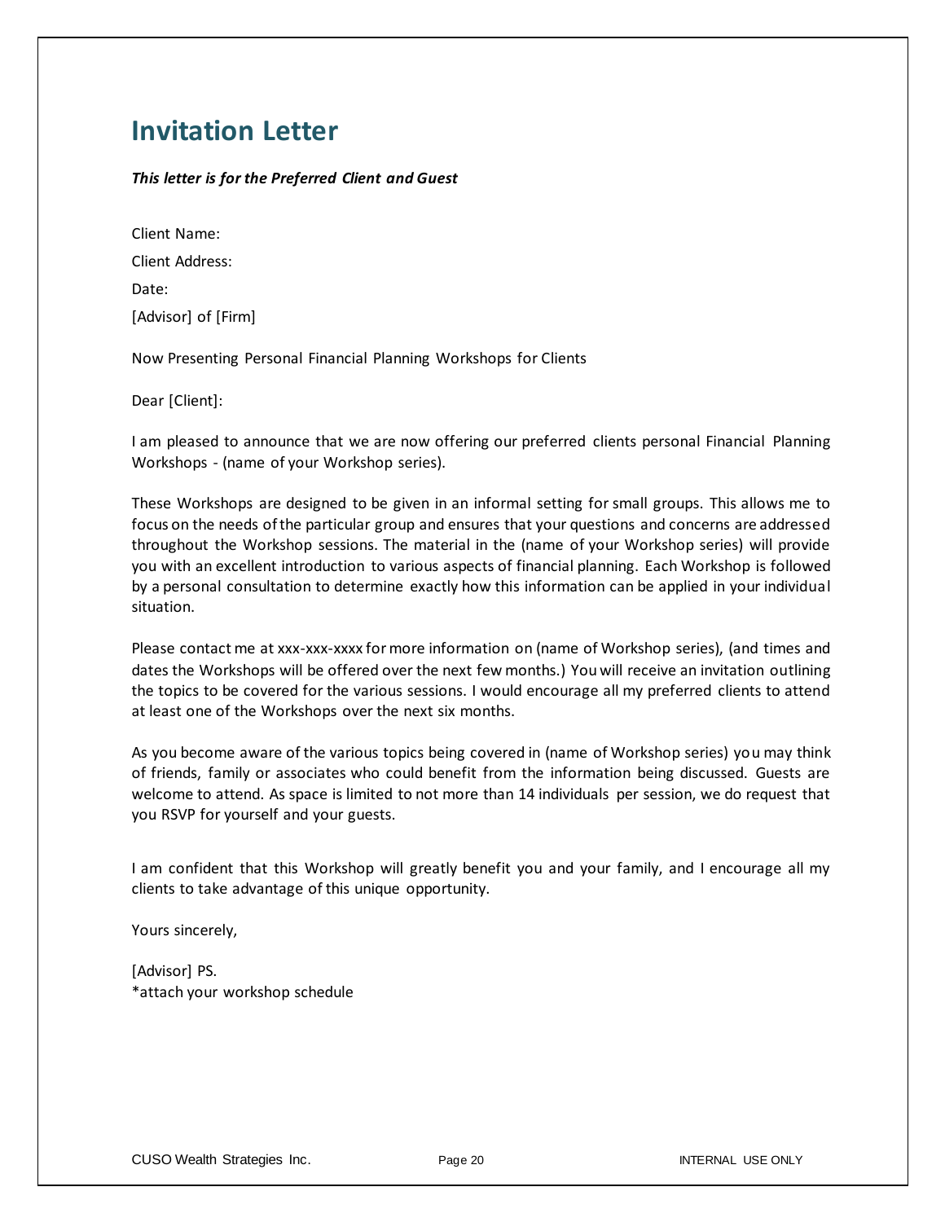# Invitation Letter

***This letter is for the Preferred Client and Guest***

Client Name:

Client Address:

Date:

[Advisor] of [Firm]

Now Presenting Personal Financial Planning Workshops for Clients

Dear [Client]:

I am pleased to announce that we are now offering our preferred clients personal Financial Planning Workshops - (name of your Workshop series).

These Workshops are designed to be given in an informal setting for small groups. This allows me to focus on the needs of the particular group and ensures that your questions and concerns are addressed throughout the Workshop sessions. The material in the (name of your Workshop series) will provide you with an excellent introduction to various aspects of financial planning. Each Workshop is followed by a personal consultation to determine exactly how this information can be applied in your individual situation.

Please contact me at xxx-xxx-xxxx for more information on (name of Workshop series), (and times and dates the Workshops will be offered over the next few months.) You will receive an invitation outlining the topics to be covered for the various sessions. I would encourage all my preferred clients to attend at least one of the Workshops over the next six months.

As you become aware of the various topics being covered in (name of Workshop series) you may think of friends, family or associates who could benefit from the information being discussed. Guests are welcome to attend. As space is limited to not more than 14 individuals per session, we do request that you RSVP for yourself and your guests.

I am confident that this Workshop will greatly benefit you and your family, and I encourage all my clients to take advantage of this unique opportunity.

Yours sincerely,

[Advisor] PS.
*attach your workshop schedule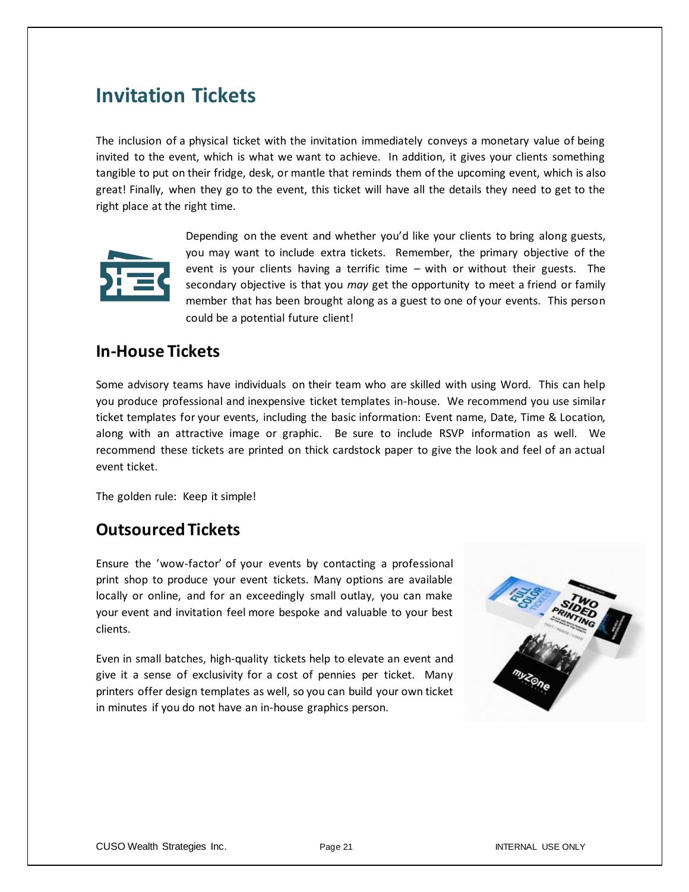# Invitation Tickets

The inclusion of a physical ticket with the invitation immediately conveys a monetary value of being invited to the event, which is what we want to achieve. In addition, it gives your clients something tangible to put on their fridge, desk, or mantle that reminds them of the upcoming event, which is also great! Finally, when they go to the event, this ticket will have all the details they need to get to the right place at the right time.

Depending on the event and whether you'd like your clients to bring along guests, you may want to include extra tickets. Remember, the primary objective of the event is your clients having a terrific time – with or without their guests. The secondary objective is that you *may* get the opportunity to meet a friend or family member that has been brought along as a guest to one of your events. This person could be a potential future client!

## In-House Tickets

Some advisory teams have individuals on their team who are skilled with using Word. This can help you produce professional and inexpensive ticket templates in-house. We recommend you use similar ticket templates for your events, including the basic information: Event name, Date, Time & Location, along with an attractive image or graphic. Be sure to include RSVP information as well. We recommend these tickets are printed on thick cardstock paper to give the look and feel of an actual event ticket.

The golden rule: Keep it simple!

## Outsourced Tickets

Ensure the 'wow-factor' of your events by contacting a professional print shop to produce your event tickets. Many options are available locally or online, and for an exceedingly small outlay, you can make your event and invitation feel more bespoke and valuable to your best clients.

Even in small batches, high-quality tickets help to elevate an event and give it a sense of exclusivity for a cost of pennies per ticket. Many printers offer design templates as well, so you can build your own ticket in minutes if you do not have an in-house graphics person.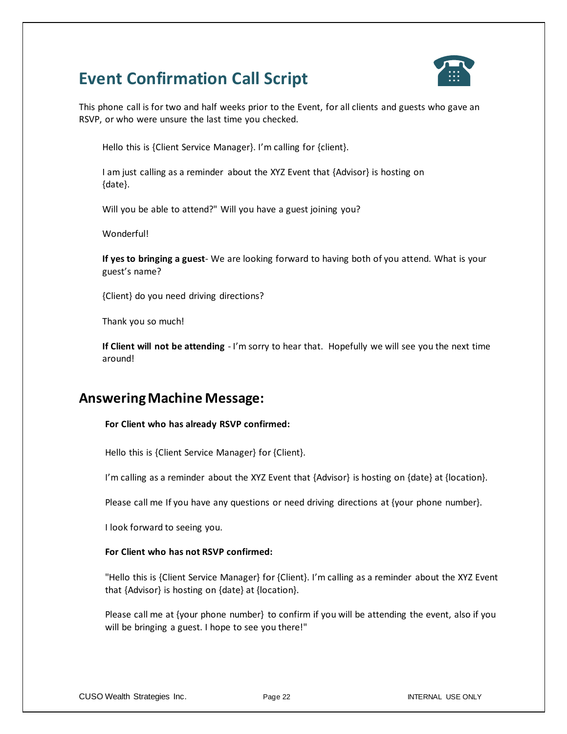# Event Confirmation Call Script

This phone call is for two and half weeks prior to the Event, for all clients and guests who gave an RSVP, or who were unsure the last time you checked.

Hello this is {Client Service Manager}. I'm calling for {client}.

I am just calling as a reminder about the XYZ Event that {Advisor} is hosting on {date}.

Will you be able to attend?" Will you have a guest joining you?

Wonderful!

**If yes to bringing a guest**- We are looking forward to having both of you attend. What is your guest's name?

{Client} do you need driving directions?

Thank you so much!

**If Client will not be attending** - I'm sorry to hear that. Hopefully we will see you the next time around!

## Answering Machine Message:

**For Client who has already RSVP confirmed:**

Hello this is {Client Service Manager} for {Client}.

I'm calling as a reminder about the XYZ Event that {Advisor} is hosting on {date} at {location}.

Please call me If you have any questions or need driving directions at {your phone number}.

I look forward to seeing you.

**For Client who has not RSVP confirmed:**

"Hello this is {Client Service Manager} for {Client}. I'm calling as a reminder about the XYZ Event that {Advisor} is hosting on {date} at {location}.

Please call me at {your phone number} to confirm if you will be attending the event, also if you will be bringing a guest. I hope to see you there!"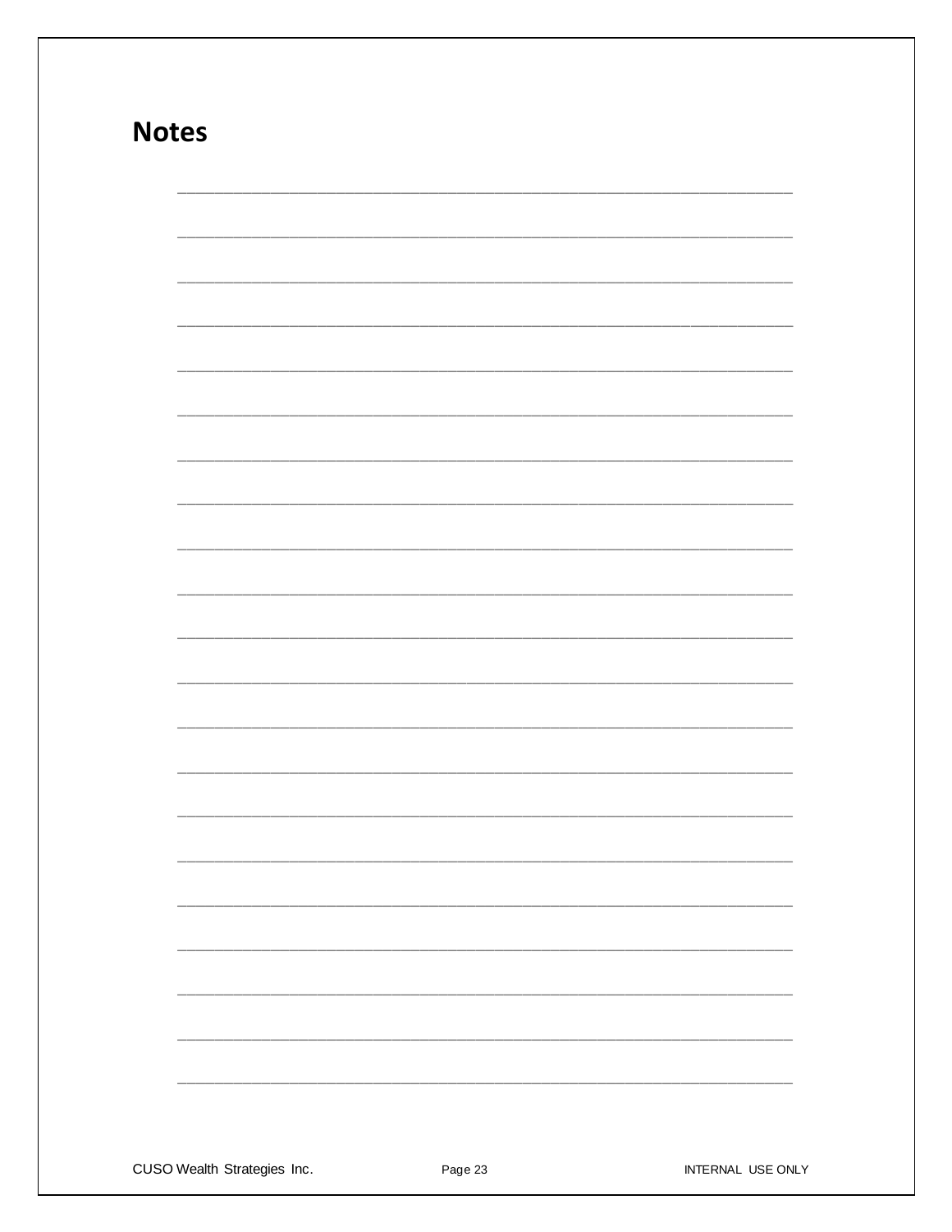## Notes

\_\_\_\_\_\_\_\_\_\_\_\_\_\_\_\_\_\_\_\_\_\_\_\_\_\_\_\_\_\_\_\_\_\_\_\_\_\_\_\_\_\_\_\_\_\_\_\_\_\_\_\_\_\_\_\_\_\_\_\_

\_\_\_\_\_\_\_\_\_\_\_\_\_\_\_\_\_\_\_\_\_\_\_\_\_\_\_\_\_\_\_\_\_\_\_\_\_\_\_\_\_\_\_\_\_\_\_\_\_\_\_\_\_\_\_\_\_\_\_\_

\_\_\_\_\_\_\_\_\_\_\_\_\_\_\_\_\_\_\_\_\_\_\_\_\_\_\_\_\_\_\_\_\_\_\_\_\_\_\_\_\_\_\_\_\_\_\_\_\_\_\_\_\_\_\_\_\_\_\_\_

\_\_\_\_\_\_\_\_\_\_\_\_\_\_\_\_\_\_\_\_\_\_\_\_\_\_\_\_\_\_\_\_\_\_\_\_\_\_\_\_\_\_\_\_\_\_\_\_\_\_\_\_\_\_\_\_\_\_\_\_

\_\_\_\_\_\_\_\_\_\_\_\_\_\_\_\_\_\_\_\_\_\_\_\_\_\_\_\_\_\_\_\_\_\_\_\_\_\_\_\_\_\_\_\_\_\_\_\_\_\_\_\_\_\_\_\_\_\_\_\_

\_\_\_\_\_\_\_\_\_\_\_\_\_\_\_\_\_\_\_\_\_\_\_\_\_\_\_\_\_\_\_\_\_\_\_\_\_\_\_\_\_\_\_\_\_\_\_\_\_\_\_\_\_\_\_\_\_\_\_\_

\_\_\_\_\_\_\_\_\_\_\_\_\_\_\_\_\_\_\_\_\_\_\_\_\_\_\_\_\_\_\_\_\_\_\_\_\_\_\_\_\_\_\_\_\_\_\_\_\_\_\_\_\_\_\_\_\_\_\_\_

\_\_\_\_\_\_\_\_\_\_\_\_\_\_\_\_\_\_\_\_\_\_\_\_\_\_\_\_\_\_\_\_\_\_\_\_\_\_\_\_\_\_\_\_\_\_\_\_\_\_\_\_\_\_\_\_\_\_\_\_

\_\_\_\_\_\_\_\_\_\_\_\_\_\_\_\_\_\_\_\_\_\_\_\_\_\_\_\_\_\_\_\_\_\_\_\_\_\_\_\_\_\_\_\_\_\_\_\_\_\_\_\_\_\_\_\_\_\_\_\_

\_\_\_\_\_\_\_\_\_\_\_\_\_\_\_\_\_\_\_\_\_\_\_\_\_\_\_\_\_\_\_\_\_\_\_\_\_\_\_\_\_\_\_\_\_\_\_\_\_\_\_\_\_\_\_\_\_\_\_\_

\_\_\_\_\_\_\_\_\_\_\_\_\_\_\_\_\_\_\_\_\_\_\_\_\_\_\_\_\_\_\_\_\_\_\_\_\_\_\_\_\_\_\_\_\_\_\_\_\_\_\_\_\_\_\_\_\_\_\_\_

\_\_\_\_\_\_\_\_\_\_\_\_\_\_\_\_\_\_\_\_\_\_\_\_\_\_\_\_\_\_\_\_\_\_\_\_\_\_\_\_\_\_\_\_\_\_\_\_\_\_\_\_\_\_\_\_\_\_\_\_

\_\_\_\_\_\_\_\_\_\_\_\_\_\_\_\_\_\_\_\_\_\_\_\_\_\_\_\_\_\_\_\_\_\_\_\_\_\_\_\_\_\_\_\_\_\_\_\_\_\_\_\_\_\_\_\_\_\_\_\_

\_\_\_\_\_\_\_\_\_\_\_\_\_\_\_\_\_\_\_\_\_\_\_\_\_\_\_\_\_\_\_\_\_\_\_\_\_\_\_\_\_\_\_\_\_\_\_\_\_\_\_\_\_\_\_\_\_\_\_\_

\_\_\_\_\_\_\_\_\_\_\_\_\_\_\_\_\_\_\_\_\_\_\_\_\_\_\_\_\_\_\_\_\_\_\_\_\_\_\_\_\_\_\_\_\_\_\_\_\_\_\_\_\_\_\_\_\_\_\_\_

\_\_\_\_\_\_\_\_\_\_\_\_\_\_\_\_\_\_\_\_\_\_\_\_\_\_\_\_\_\_\_\_\_\_\_\_\_\_\_\_\_\_\_\_\_\_\_\_\_\_\_\_\_\_\_\_\_\_\_\_

\_\_\_\_\_\_\_\_\_\_\_\_\_\_\_\_\_\_\_\_\_\_\_\_\_\_\_\_\_\_\_\_\_\_\_\_\_\_\_\_\_\_\_\_\_\_\_\_\_\_\_\_\_\_\_\_\_\_\_\_

\_\_\_\_\_\_\_\_\_\_\_\_\_\_\_\_\_\_\_\_\_\_\_\_\_\_\_\_\_\_\_\_\_\_\_\_\_\_\_\_\_\_\_\_\_\_\_\_\_\_\_\_\_\_\_\_\_\_\_\_

\_\_\_\_\_\_\_\_\_\_\_\_\_\_\_\_\_\_\_\_\_\_\_\_\_\_\_\_\_\_\_\_\_\_\_\_\_\_\_\_\_\_\_\_\_\_\_\_\_\_\_\_\_\_\_\_\_\_\_\_

\_\_\_\_\_\_\_\_\_\_\_\_\_\_\_\_\_\_\_\_\_\_\_\_\_\_\_\_\_\_\_\_\_\_\_\_\_\_\_\_\_\_\_\_\_\_\_\_\_\_\_\_\_\_\_\_\_\_\_\_

\_\_\_\_\_\_\_\_\_\_\_\_\_\_\_\_\_\_\_\_\_\_\_\_\_\_\_\_\_\_\_\_\_\_\_\_\_\_\_\_\_\_\_\_\_\_\_\_\_\_\_\_\_\_\_\_\_\_\_\_